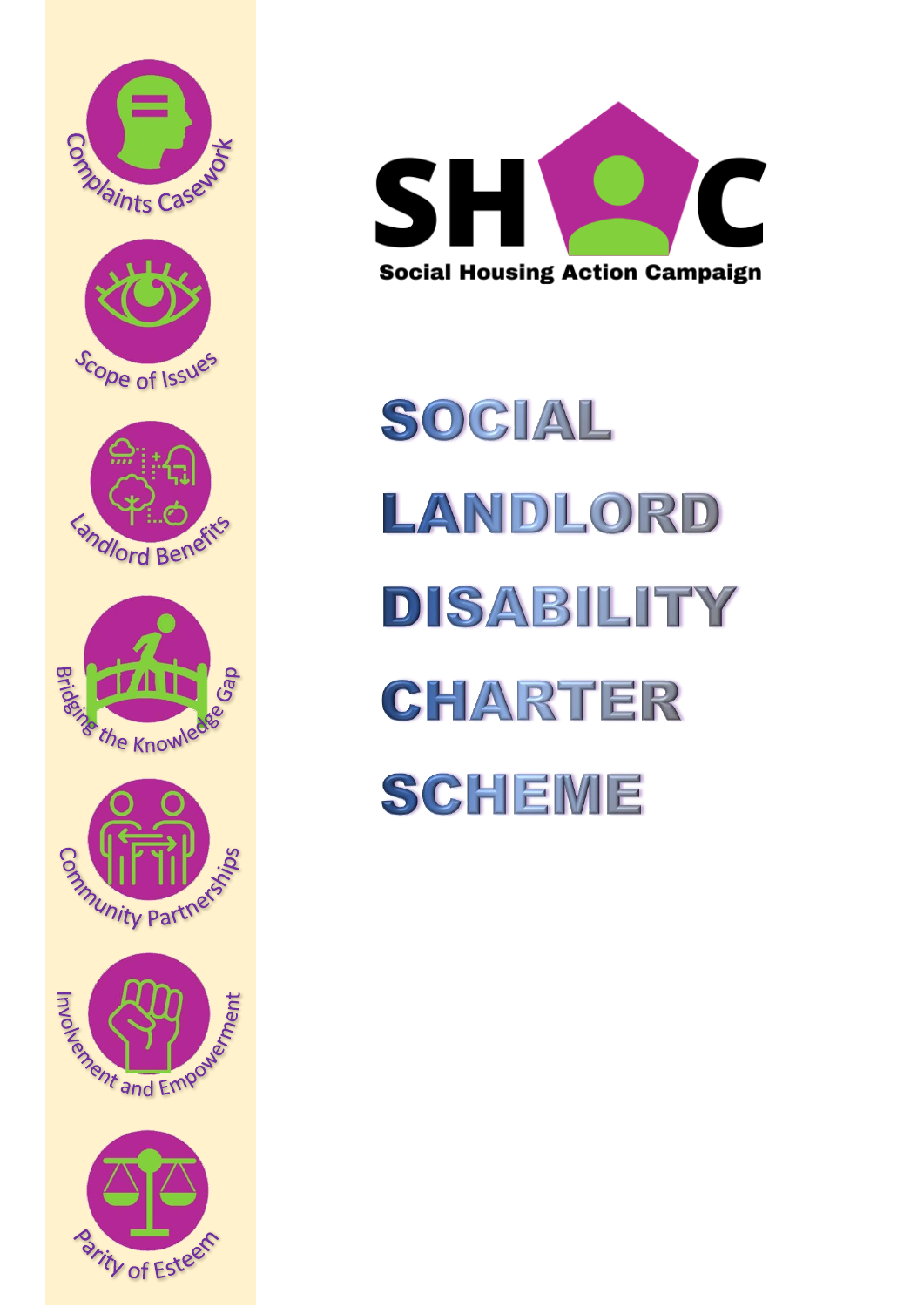Complaints Casework

Scope of Issues

Landlord Benefits

Bridging the Knowledge Gap

Community Partnerships

Involvement and Empowerment

Parity of Esteem

SHAC

Social Housing Action Campaign

# SOCIAL LANDLORD DISABILITY CHARTER SCHEME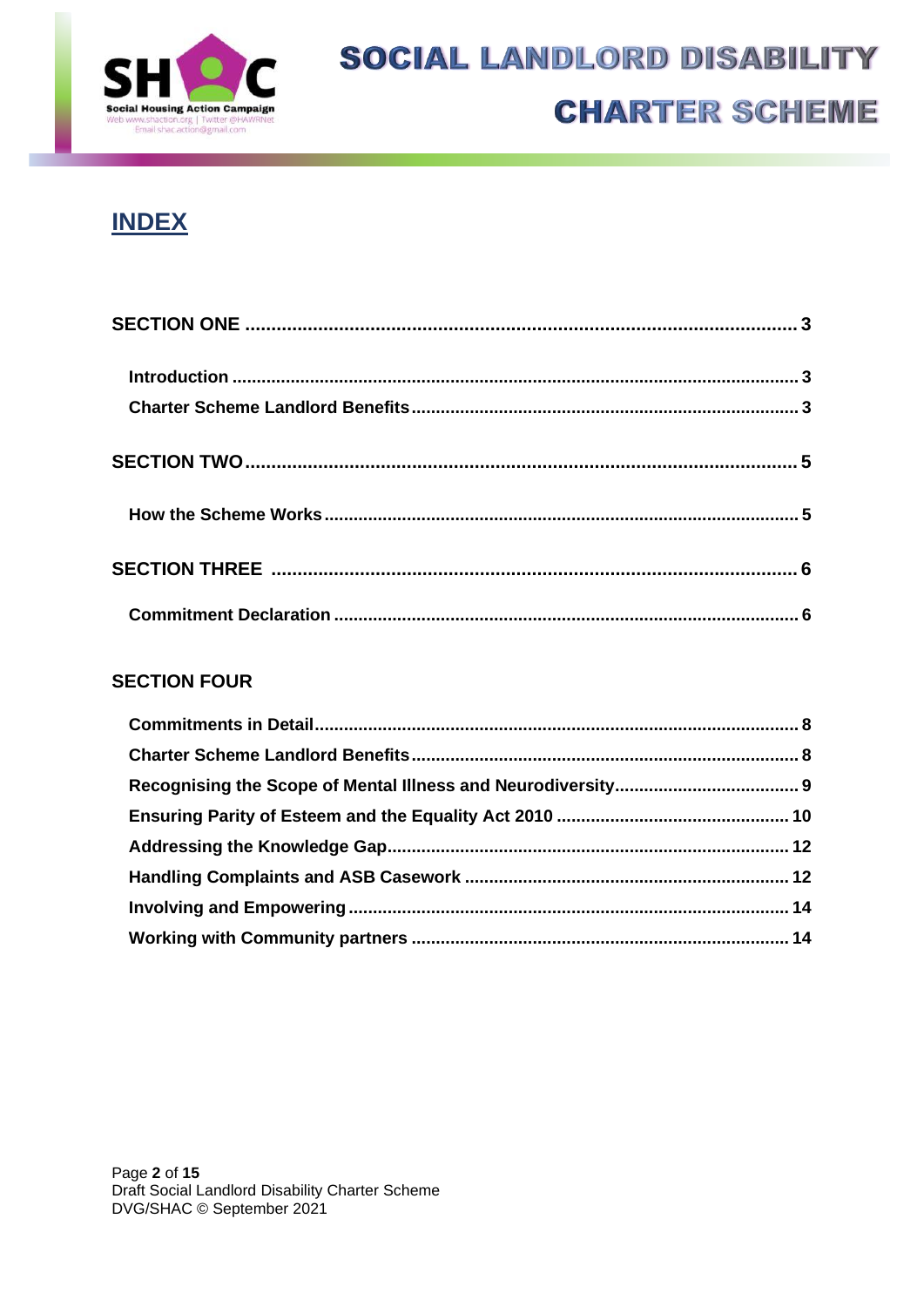# INDEX

**SECTION ONE** .................................................................................................... 3

- **Introduction** .................................................................................................... 3
- **Charter Scheme Landlord Benefits** .................................................................. 3

**SECTION TWO** .................................................................................................... 5

- **How the Scheme Works** .................................................................................. 5

**SECTION THREE** ................................................................................................. 6

- **Commitment Declaration** ................................................................................. 6

**SECTION FOUR**

- **Commitments in Detail** .................................................................................... 8
- **Charter Scheme Landlord Benefits** .................................................................. 8
- **Recognising the Scope of Mental Illness and Neurodiversity** ............................ 9
- **Ensuring Parity of Esteem and the Equality Act 2010** ....................................... 10
- **Addressing the Knowledge Gap** ....................................................................... 12
- **Handling Complaints and ASB Casework** ......................................................... 12
- **Involving and Empowering** ................................................................................ 14
- **Working with Community partners** ................................................................... 14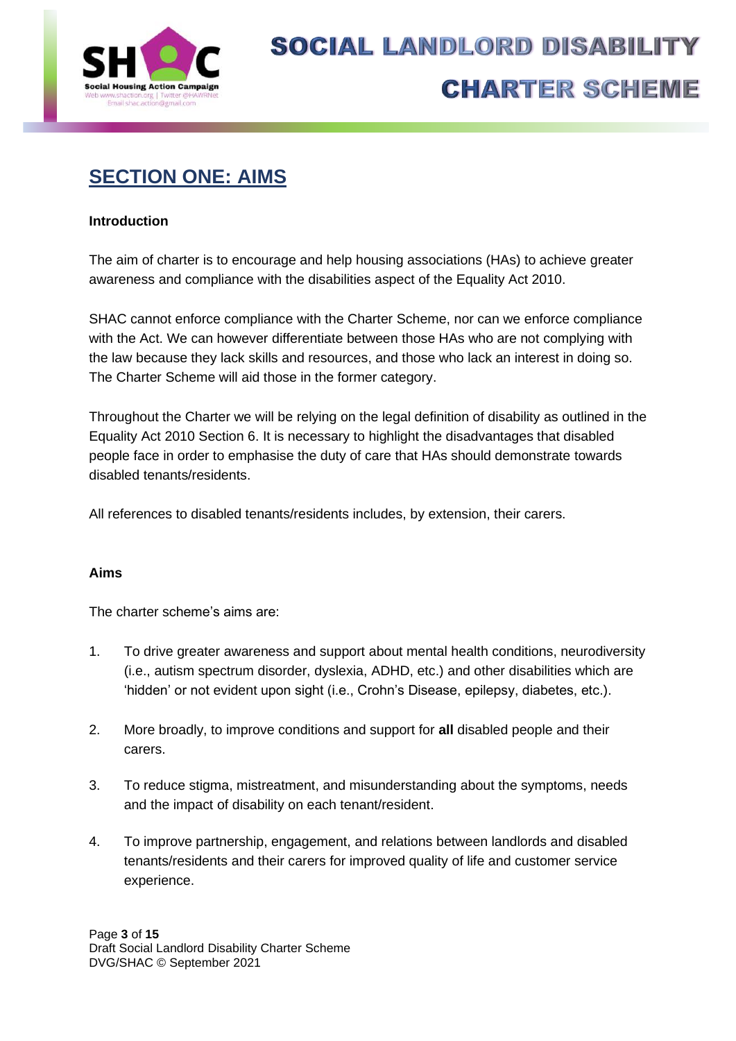# SECTION ONE: AIMS

**Introduction**

The aim of charter is to encourage and help housing associations (HAs) to achieve greater awareness and compliance with the disabilities aspect of the Equality Act 2010.

SHAC cannot enforce compliance with the Charter Scheme, nor can we enforce compliance with the Act. We can however differentiate between those HAs who are not complying with the law because they lack skills and resources, and those who lack an interest in doing so. The Charter Scheme will aid those in the former category.

Throughout the Charter we will be relying on the legal definition of disability as outlined in the Equality Act 2010 Section 6. It is necessary to highlight the disadvantages that disabled people face in order to emphasise the duty of care that HAs should demonstrate towards disabled tenants/residents.

All references to disabled tenants/residents includes, by extension, their carers.

**Aims**

The charter scheme's aims are:

1. To drive greater awareness and support about mental health conditions, neurodiversity (i.e., autism spectrum disorder, dyslexia, ADHD, etc.) and other disabilities which are 'hidden' or not evident upon sight (i.e., Crohn's Disease, epilepsy, diabetes, etc.).

2. More broadly, to improve conditions and support for **all** disabled people and their carers.

3. To reduce stigma, mistreatment, and misunderstanding about the symptoms, needs and the impact of disability on each tenant/resident.

4. To improve partnership, engagement, and relations between landlords and disabled tenants/residents and their carers for improved quality of life and customer service experience.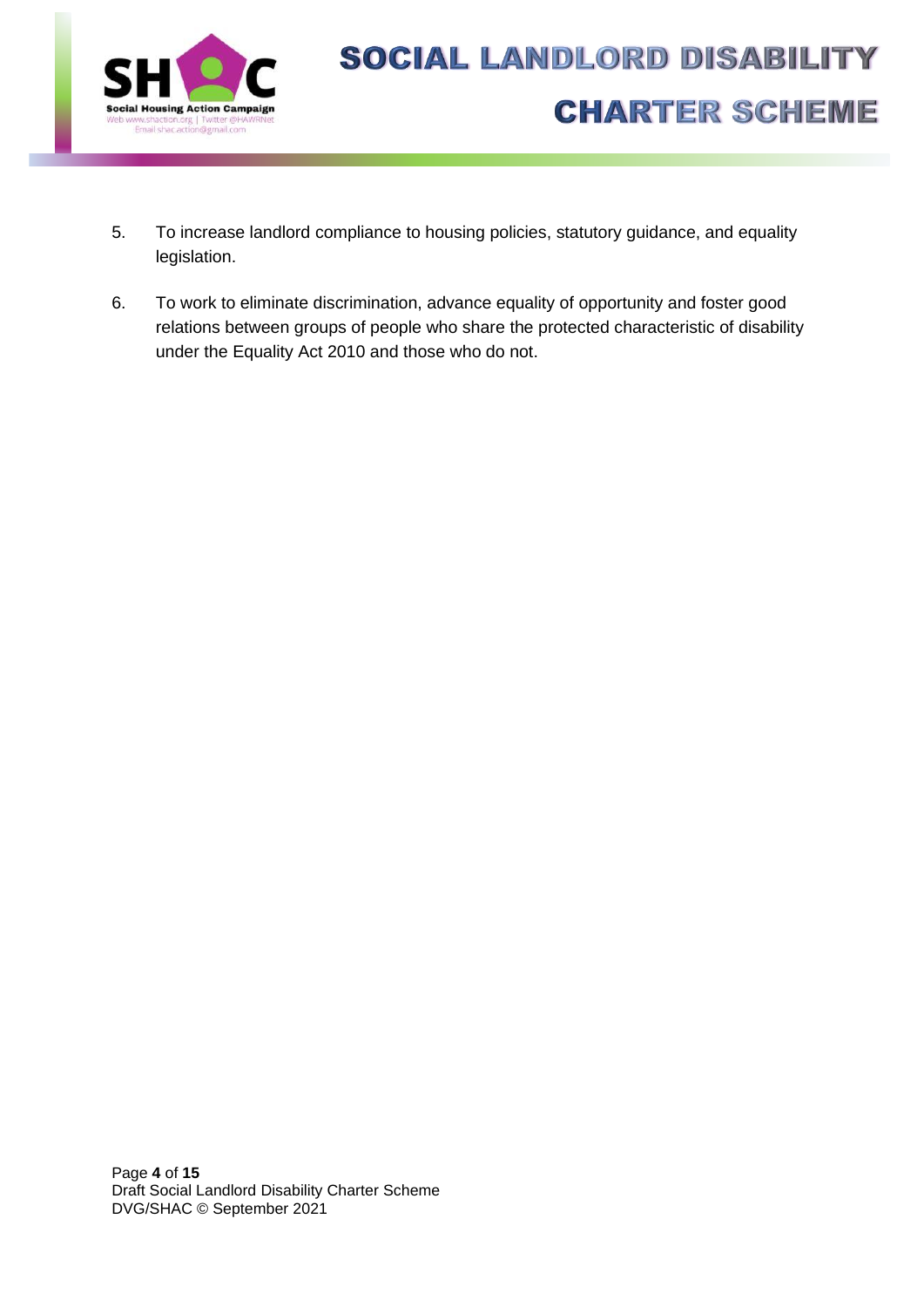5. To increase landlord compliance to housing policies, statutory guidance, and equality legislation.

6. To work to eliminate discrimination, advance equality of opportunity and foster good relations between groups of people who share the protected characteristic of disability under the Equality Act 2010 and those who do not.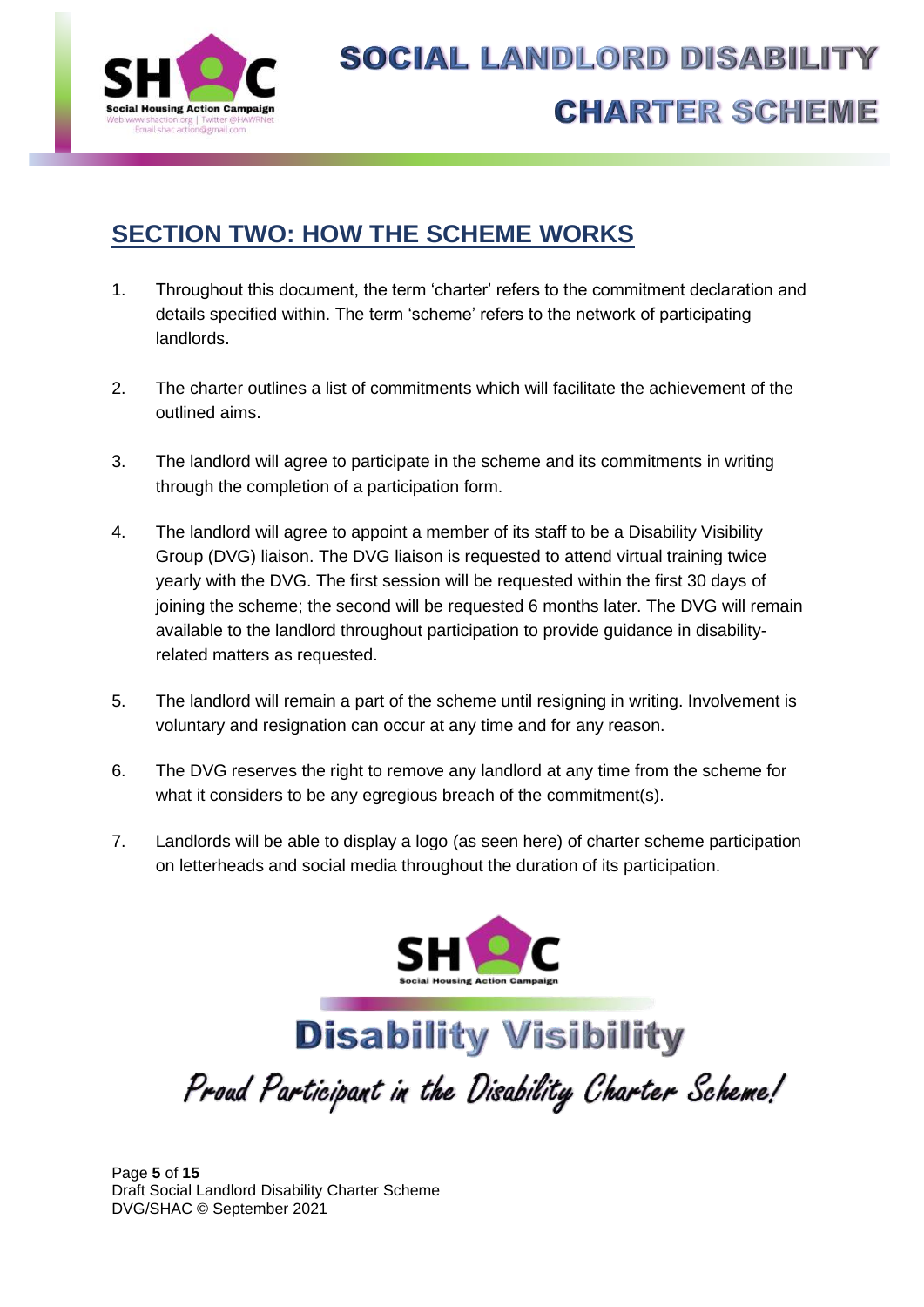## SECTION TWO: HOW THE SCHEME WORKS

1. Throughout this document, the term 'charter' refers to the commitment declaration and details specified within. The term 'scheme' refers to the network of participating landlords.

2. The charter outlines a list of commitments which will facilitate the achievement of the outlined aims.

3. The landlord will agree to participate in the scheme and its commitments in writing through the completion of a participation form.

4. The landlord will agree to appoint a member of its staff to be a Disability Visibility Group (DVG) liaison. The DVG liaison is requested to attend virtual training twice yearly with the DVG. The first session will be requested within the first 30 days of joining the scheme; the second will be requested 6 months later. The DVG will remain available to the landlord throughout participation to provide guidance in disability-related matters as requested.

5. The landlord will remain a part of the scheme until resigning in writing. Involvement is voluntary and resignation can occur at any time and for any reason.

6. The DVG reserves the right to remove any landlord at any time from the scheme for what it considers to be any egregious breach of the commitment(s).

7. Landlords will be able to display a logo (as seen here) of charter scheme participation on letterheads and social media throughout the duration of its participation.

SHAC
Social Housing Action Campaign

**Disability Visibility**

*Proud Participant in the Disability Charter Scheme!*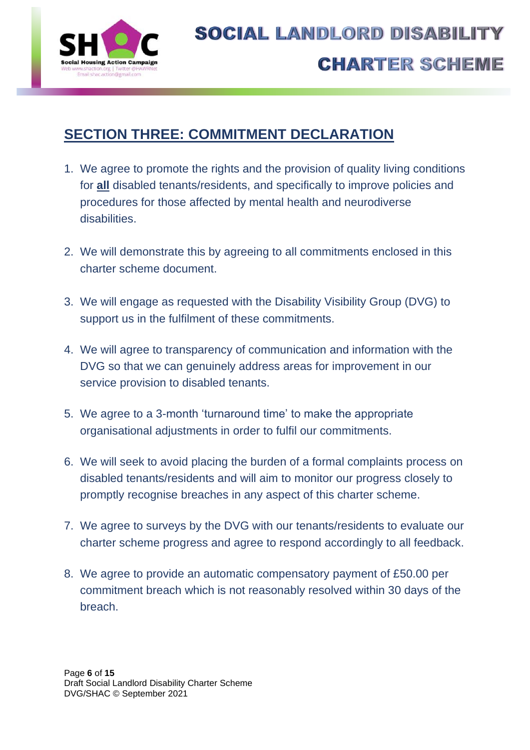## SECTION THREE: COMMITMENT DECLARATION

1. We agree to promote the rights and the provision of quality living conditions for **all** disabled tenants/residents, and specifically to improve policies and procedures for those affected by mental health and neurodiverse disabilities.

2. We will demonstrate this by agreeing to all commitments enclosed in this charter scheme document.

3. We will engage as requested with the Disability Visibility Group (DVG) to support us in the fulfilment of these commitments.

4. We will agree to transparency of communication and information with the DVG so that we can genuinely address areas for improvement in our service provision to disabled tenants.

5. We agree to a 3-month 'turnaround time' to make the appropriate organisational adjustments in order to fulfil our commitments.

6. We will seek to avoid placing the burden of a formal complaints process on disabled tenants/residents and will aim to monitor our progress closely to promptly recognise breaches in any aspect of this charter scheme.

7. We agree to surveys by the DVG with our tenants/residents to evaluate our charter scheme progress and agree to respond accordingly to all feedback.

8. We agree to provide an automatic compensatory payment of £50.00 per commitment breach which is not reasonably resolved within 30 days of the breach.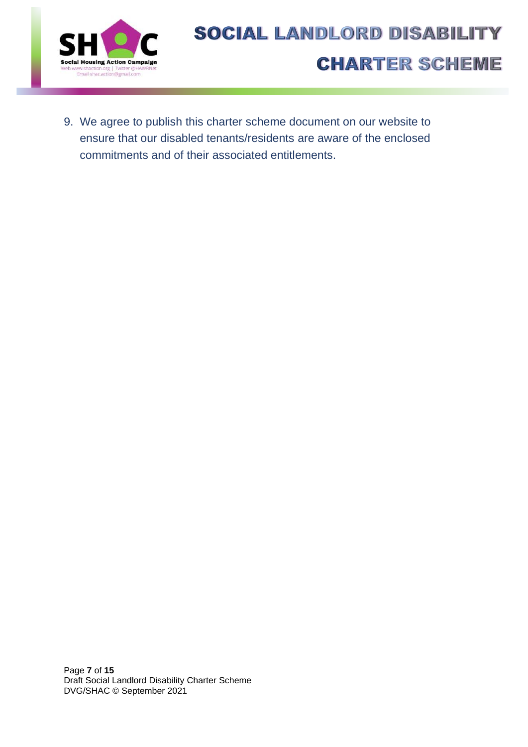9. We agree to publish this charter scheme document on our website to ensure that our disabled tenants/residents are aware of the enclosed commitments and of their associated entitlements.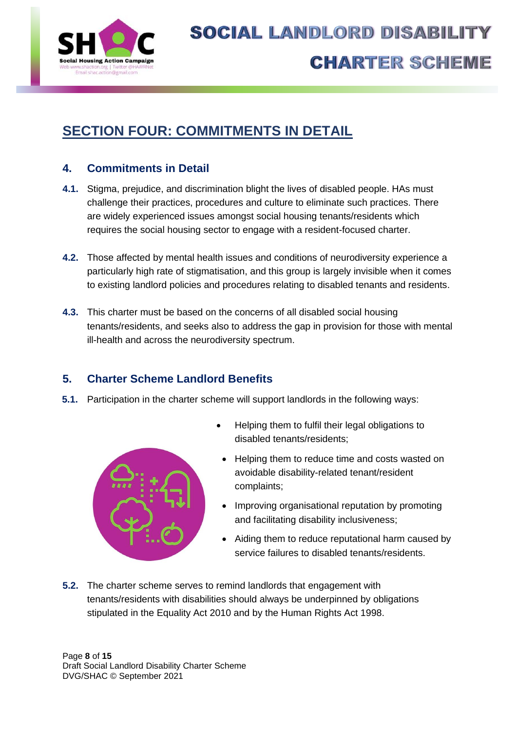## SECTION FOUR: COMMITMENTS IN DETAIL

### 4. Commitments in Detail

**4.1.** Stigma, prejudice, and discrimination blight the lives of disabled people. HAs must challenge their practices, procedures and culture to eliminate such practices. There are widely experienced issues amongst social housing tenants/residents which requires the social housing sector to engage with a resident-focused charter.

**4.2.** Those affected by mental health issues and conditions of neurodiversity experience a particularly high rate of stigmatisation, and this group is largely invisible when it comes to existing landlord policies and procedures relating to disabled tenants and residents.

**4.3.** This charter must be based on the concerns of all disabled social housing tenants/residents, and seeks also to address the gap in provision for those with mental ill-health and across the neurodiversity spectrum.

### 5. Charter Scheme Landlord Benefits

**5.1.** Participation in the charter scheme will support landlords in the following ways:

- Helping them to fulfil their legal obligations to disabled tenants/residents;
- Helping them to reduce time and costs wasted on avoidable disability-related tenant/resident complaints;
- Improving organisational reputation by promoting and facilitating disability inclusiveness;
- Aiding them to reduce reputational harm caused by service failures to disabled tenants/residents.

**5.2.** The charter scheme serves to remind landlords that engagement with tenants/residents with disabilities should always be underpinned by obligations stipulated in the Equality Act 2010 and by the Human Rights Act 1998.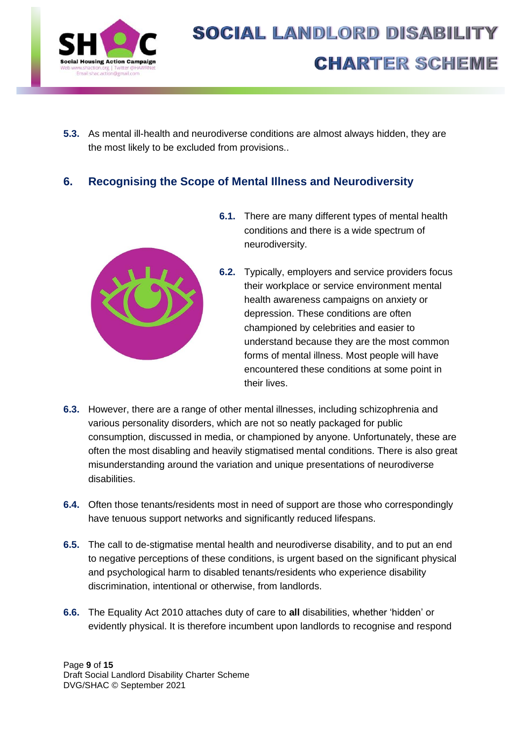**5.3.** As mental ill-health and neurodiverse conditions are almost always hidden, they are the most likely to be excluded from provisions..

## 6. Recognising the Scope of Mental Illness and Neurodiversity

**6.1.** There are many different types of mental health conditions and there is a wide spectrum of neurodiversity.

**6.2.** Typically, employers and service providers focus their workplace or service environment mental health awareness campaigns on anxiety or depression. These conditions are often championed by celebrities and easier to understand because they are the most common forms of mental illness. Most people will have encountered these conditions at some point in their lives.

**6.3.** However, there are a range of other mental illnesses, including schizophrenia and various personality disorders, which are not so neatly packaged for public consumption, discussed in media, or championed by anyone. Unfortunately, these are often the most disabling and heavily stigmatised mental conditions. There is also great misunderstanding around the variation and unique presentations of neurodiverse disabilities.

**6.4.** Often those tenants/residents most in need of support are those who correspondingly have tenuous support networks and significantly reduced lifespans.

**6.5.** The call to de-stigmatise mental health and neurodiverse disability, and to put an end to negative perceptions of these conditions, is urgent based on the significant physical and psychological harm to disabled tenants/residents who experience disability discrimination, intentional or otherwise, from landlords.

**6.6.** The Equality Act 2010 attaches duty of care to **all** disabilities, whether 'hidden' or evidently physical. It is therefore incumbent upon landlords to recognise and respond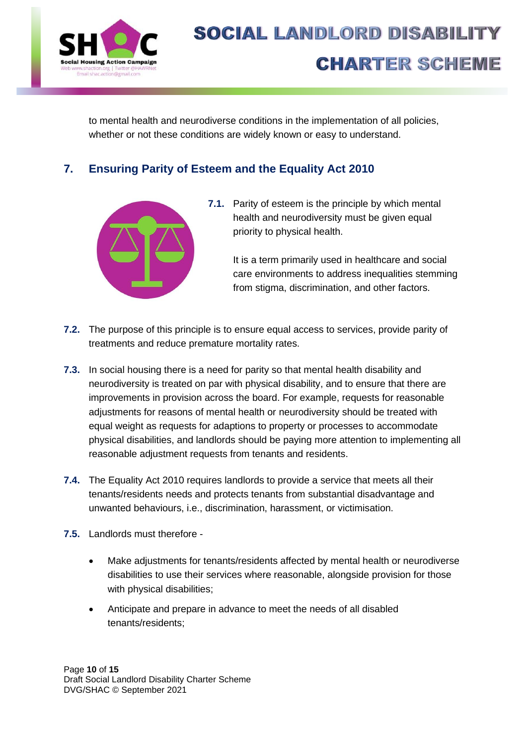to mental health and neurodiverse conditions in the implementation of all policies, whether or not these conditions are widely known or easy to understand.

## 7. Ensuring Parity of Esteem and the Equality Act 2010

**7.1.** Parity of esteem is the principle by which mental health and neurodiversity must be given equal priority to physical health.

It is a term primarily used in healthcare and social care environments to address inequalities stemming from stigma, discrimination, and other factors.

**7.2.** The purpose of this principle is to ensure equal access to services, provide parity of treatments and reduce premature mortality rates.

**7.3.** In social housing there is a need for parity so that mental health disability and neurodiversity is treated on par with physical disability, and to ensure that there are improvements in provision across the board. For example, requests for reasonable adjustments for reasons of mental health or neurodiversity should be treated with equal weight as requests for adaptions to property or processes to accommodate physical disabilities, and landlords should be paying more attention to implementing all reasonable adjustment requests from tenants and residents.

**7.4.** The Equality Act 2010 requires landlords to provide a service that meets all their tenants/residents needs and protects tenants from substantial disadvantage and unwanted behaviours, i.e., discrimination, harassment, or victimisation.

**7.5.** Landlords must therefore -

- Make adjustments for tenants/residents affected by mental health or neurodiverse disabilities to use their services where reasonable, alongside provision for those with physical disabilities;
- Anticipate and prepare in advance to meet the needs of all disabled tenants/residents;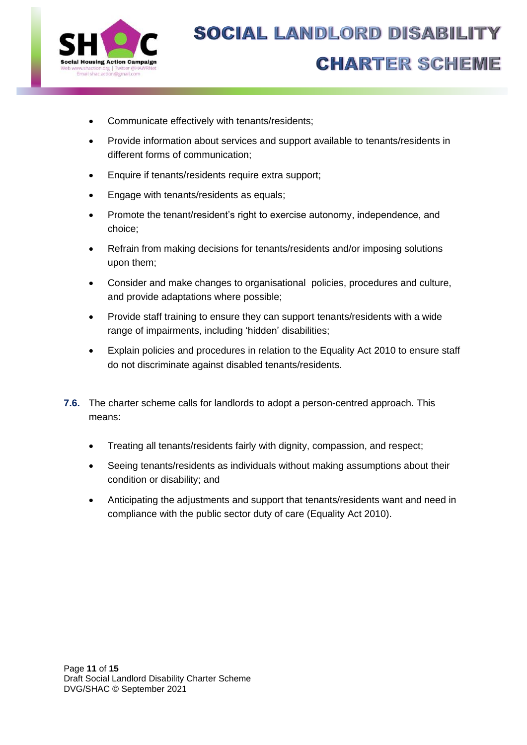- Communicate effectively with tenants/residents;
- Provide information about services and support available to tenants/residents in different forms of communication;
- Enquire if tenants/residents require extra support;
- Engage with tenants/residents as equals;
- Promote the tenant/resident's right to exercise autonomy, independence, and choice;
- Refrain from making decisions for tenants/residents and/or imposing solutions upon them;
- Consider and make changes to organisational policies, procedures and culture, and provide adaptations where possible;
- Provide staff training to ensure they can support tenants/residents with a wide range of impairments, including 'hidden' disabilities;
- Explain policies and procedures in relation to the Equality Act 2010 to ensure staff do not discriminate against disabled tenants/residents.

**7.6.** The charter scheme calls for landlords to adopt a person-centred approach. This means:

- Treating all tenants/residents fairly with dignity, compassion, and respect;
- Seeing tenants/residents as individuals without making assumptions about their condition or disability; and
- Anticipating the adjustments and support that tenants/residents want and need in compliance with the public sector duty of care (Equality Act 2010).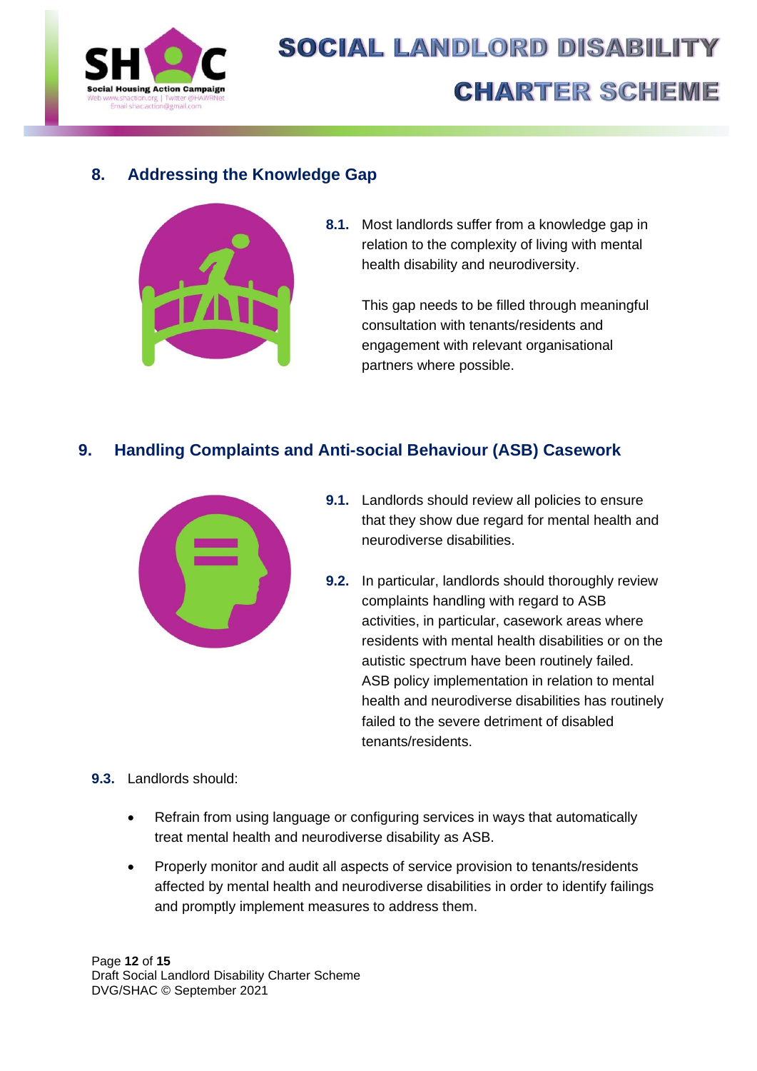## 8. Addressing the Knowledge Gap

**8.1.** Most landlords suffer from a knowledge gap in relation to the complexity of living with mental health disability and neurodiversity.

This gap needs to be filled through meaningful consultation with tenants/residents and engagement with relevant organisational partners where possible.

## 9. Handling Complaints and Anti-social Behaviour (ASB) Casework

**9.1.** Landlords should review all policies to ensure that they show due regard for mental health and neurodiverse disabilities.

**9.2.** In particular, landlords should thoroughly review complaints handling with regard to ASB activities, in particular, casework areas where residents with mental health disabilities or on the autistic spectrum have been routinely failed. ASB policy implementation in relation to mental health and neurodiverse disabilities has routinely failed to the severe detriment of disabled tenants/residents.

**9.3.** Landlords should:

- Refrain from using language or configuring services in ways that automatically treat mental health and neurodiverse disability as ASB.
- Properly monitor and audit all aspects of service provision to tenants/residents affected by mental health and neurodiverse disabilities in order to identify failings and promptly implement measures to address them.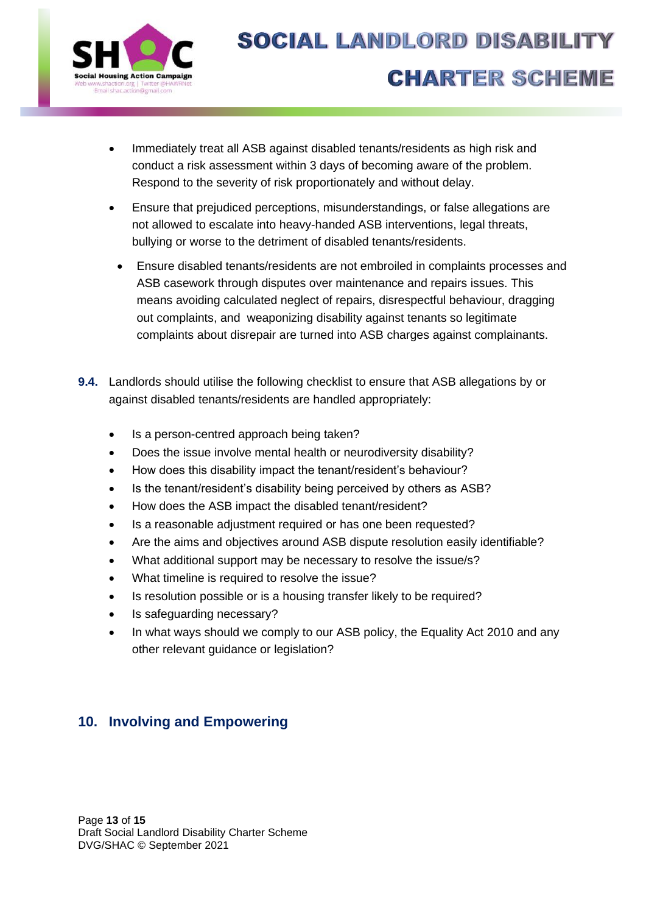- Immediately treat all ASB against disabled tenants/residents as high risk and conduct a risk assessment within 3 days of becoming aware of the problem. Respond to the severity of risk proportionately and without delay.
- Ensure that prejudiced perceptions, misunderstandings, or false allegations are not allowed to escalate into heavy-handed ASB interventions, legal threats, bullying or worse to the detriment of disabled tenants/residents.
- Ensure disabled tenants/residents are not embroiled in complaints processes and ASB casework through disputes over maintenance and repairs issues. This means avoiding calculated neglect of repairs, disrespectful behaviour, dragging out complaints, and weaponizing disability against tenants so legitimate complaints about disrepair are turned into ASB charges against complainants.

**9.4.** Landlords should utilise the following checklist to ensure that ASB allegations by or against disabled tenants/residents are handled appropriately:

- Is a person-centred approach being taken?
- Does the issue involve mental health or neurodiversity disability?
- How does this disability impact the tenant/resident's behaviour?
- Is the tenant/resident's disability being perceived by others as ASB?
- How does the ASB impact the disabled tenant/resident?
- Is a reasonable adjustment required or has one been requested?
- Are the aims and objectives around ASB dispute resolution easily identifiable?
- What additional support may be necessary to resolve the issue/s?
- What timeline is required to resolve the issue?
- Is resolution possible or is a housing transfer likely to be required?
- Is safeguarding necessary?
- In what ways should we comply to our ASB policy, the Equality Act 2010 and any other relevant guidance or legislation?

## 10. Involving and Empowering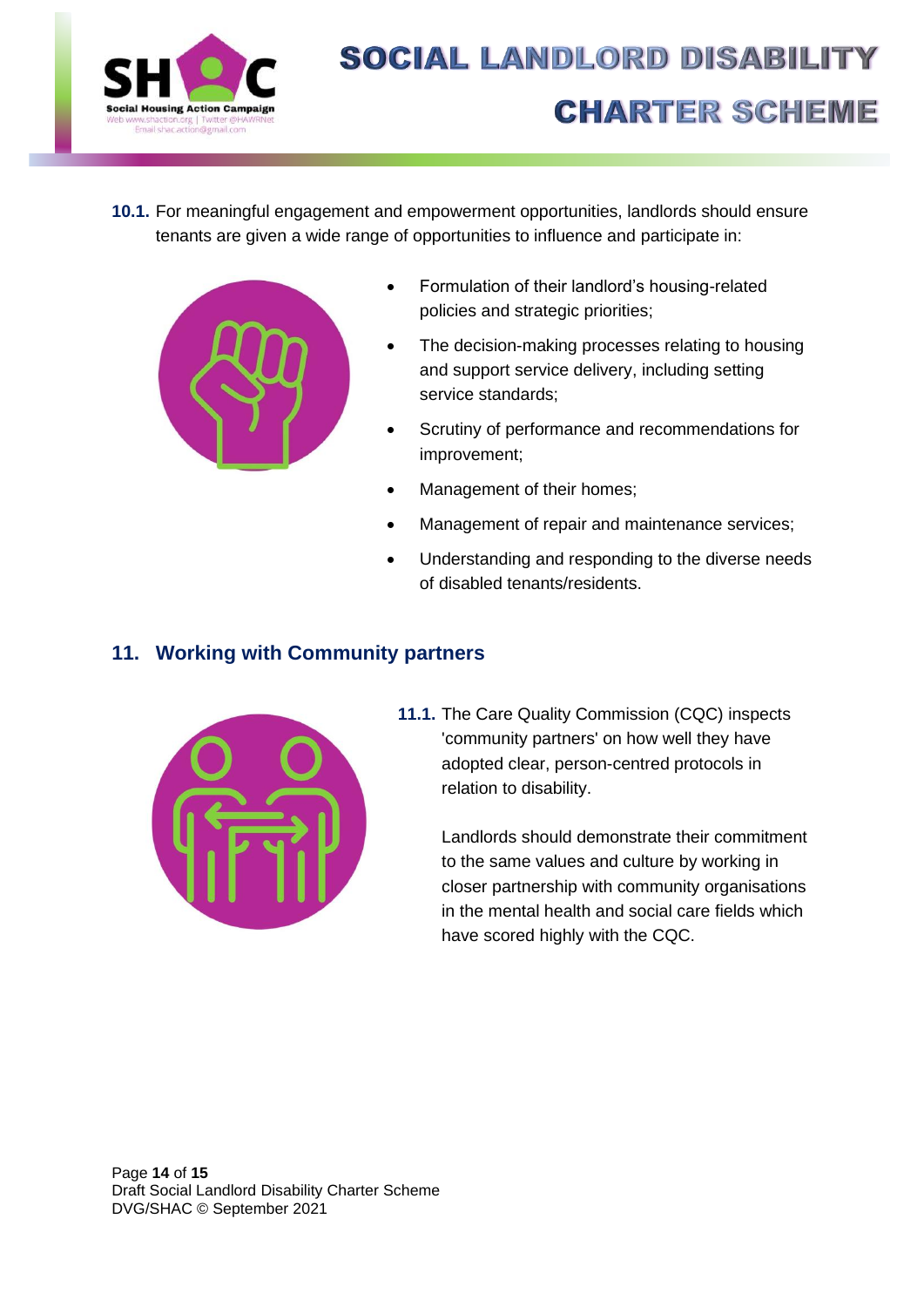**10.1.** For meaningful engagement and empowerment opportunities, landlords should ensure tenants are given a wide range of opportunities to influence and participate in:

- Formulation of their landlord's housing-related policies and strategic priorities;
- The decision-making processes relating to housing and support service delivery, including setting service standards;
- Scrutiny of performance and recommendations for improvement;
- Management of their homes;
- Management of repair and maintenance services;
- Understanding and responding to the diverse needs of disabled tenants/residents.

## 11. Working with Community partners

**11.1.** The Care Quality Commission (CQC) inspects 'community partners' on how well they have adopted clear, person-centred protocols in relation to disability.

Landlords should demonstrate their commitment to the same values and culture by working in closer partnership with community organisations in the mental health and social care fields which have scored highly with the CQC.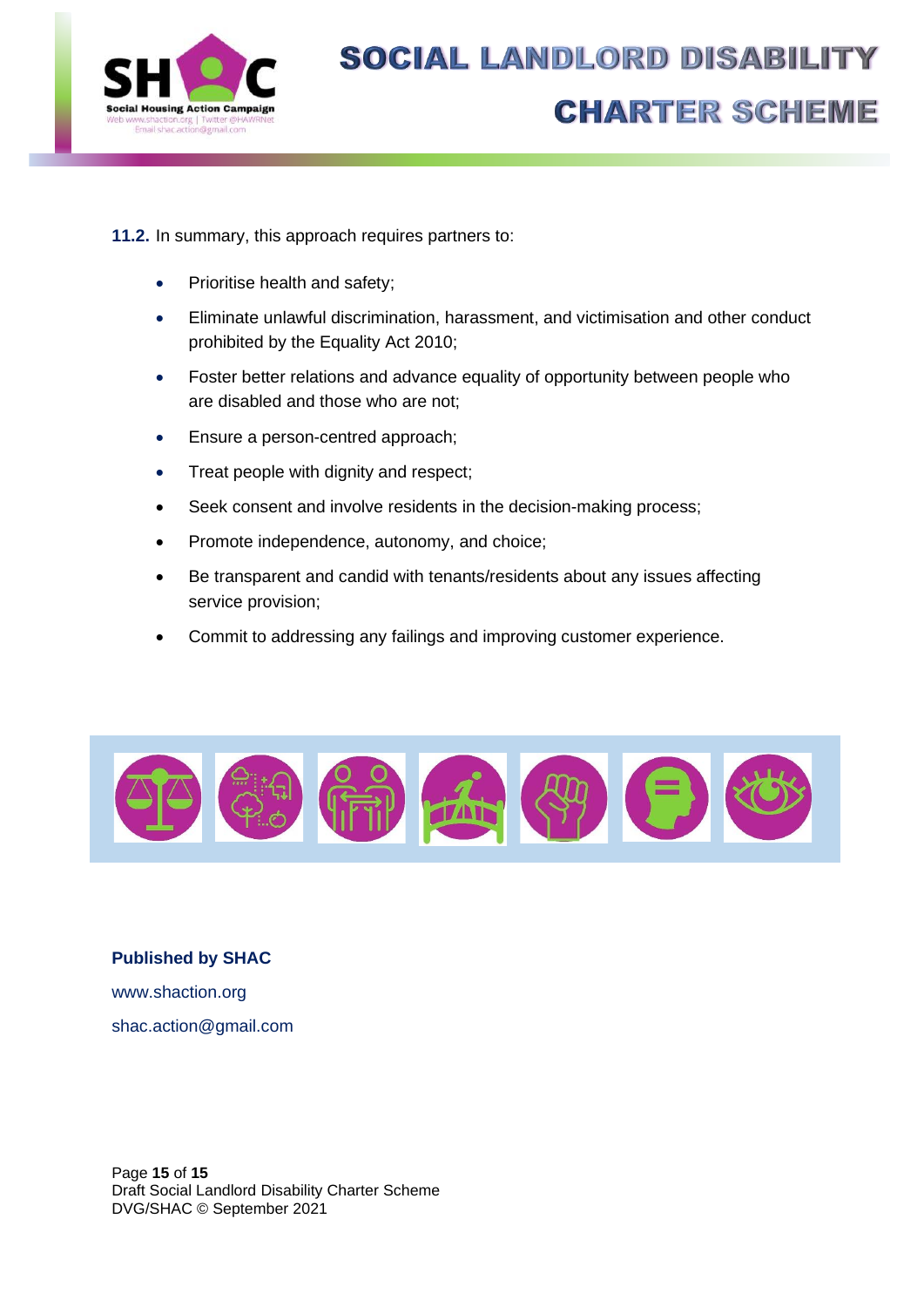**11.2.** In summary, this approach requires partners to:

- Prioritise health and safety;
- Eliminate unlawful discrimination, harassment, and victimisation and other conduct prohibited by the Equality Act 2010;
- Foster better relations and advance equality of opportunity between people who are disabled and those who are not;
- Ensure a person-centred approach;
- Treat people with dignity and respect;
- Seek consent and involve residents in the decision-making process;
- Promote independence, autonomy, and choice;
- Be transparent and candid with tenants/residents about any issues affecting service provision;
- Commit to addressing any failings and improving customer experience.

**Published by SHAC**

www.shaction.org

shac.action@gmail.com

Draft Social Landlord Disability Charter Scheme
DVG/SHAC © September 2021